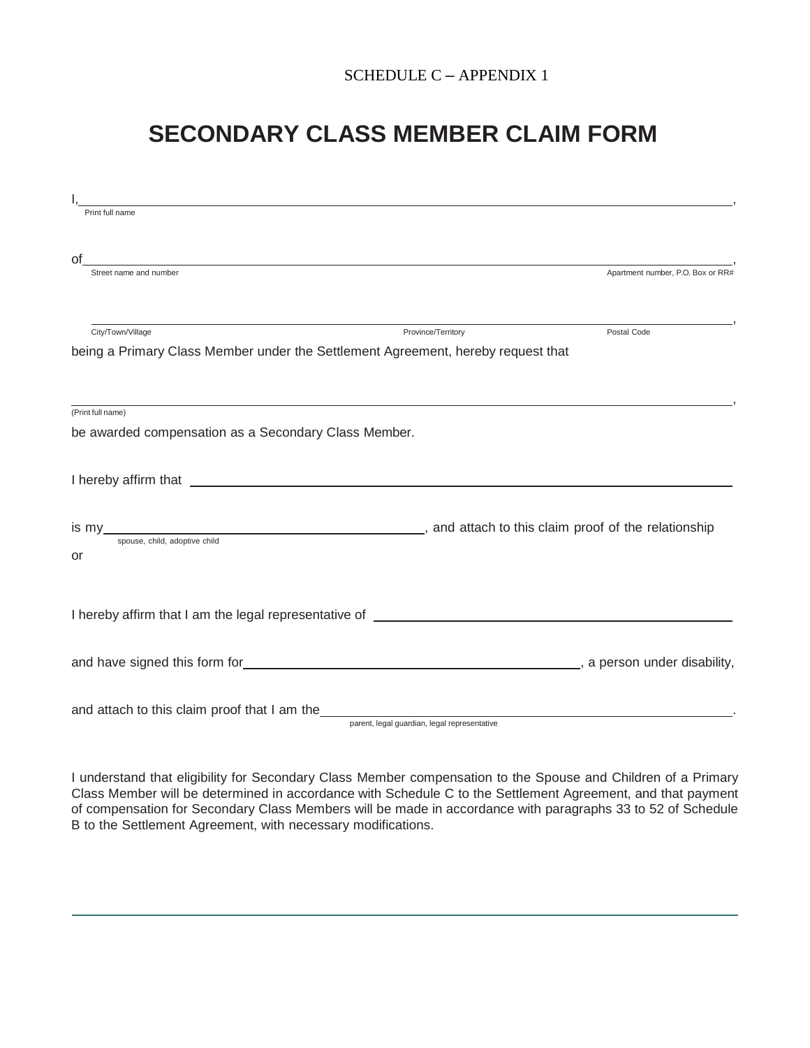SCHEDULE C – APPENDIX 1

# SECONDARY CLASS MEMBER CLAIM FORM

I, ______________________________________________________________________________,
Print full name

of ______________________________________________________________________________,
Street name and number — Apartment number, P.O. Box or RR#

________________________________________________________________________________,
City/Town/Village — Province/Territory — Postal Code

being a Primary Class Member under the Settlement Agreement, hereby request that

________________________________________________________________________________,
(Print full name)

be awarded compensation as a Secondary Class Member.

I hereby affirm that ____________________________________________________________

is my ______________________________, and attach to this claim proof of the relationship
spouse, child, adoptive child

or

I hereby affirm that I am the legal representative of ______________________________

and have signed this form for ______________________________, a person under disability,

and attach to this claim proof that I am the ______________________________.
parent, legal guardian, legal representative

I understand that eligibility for Secondary Class Member compensation to the Spouse and Children of a Primary Class Member will be determined in accordance with Schedule C to the Settlement Agreement, and that payment of compensation for Secondary Class Members will be made in accordance with paragraphs 33 to 52 of Schedule B to the Settlement Agreement, with necessary modifications.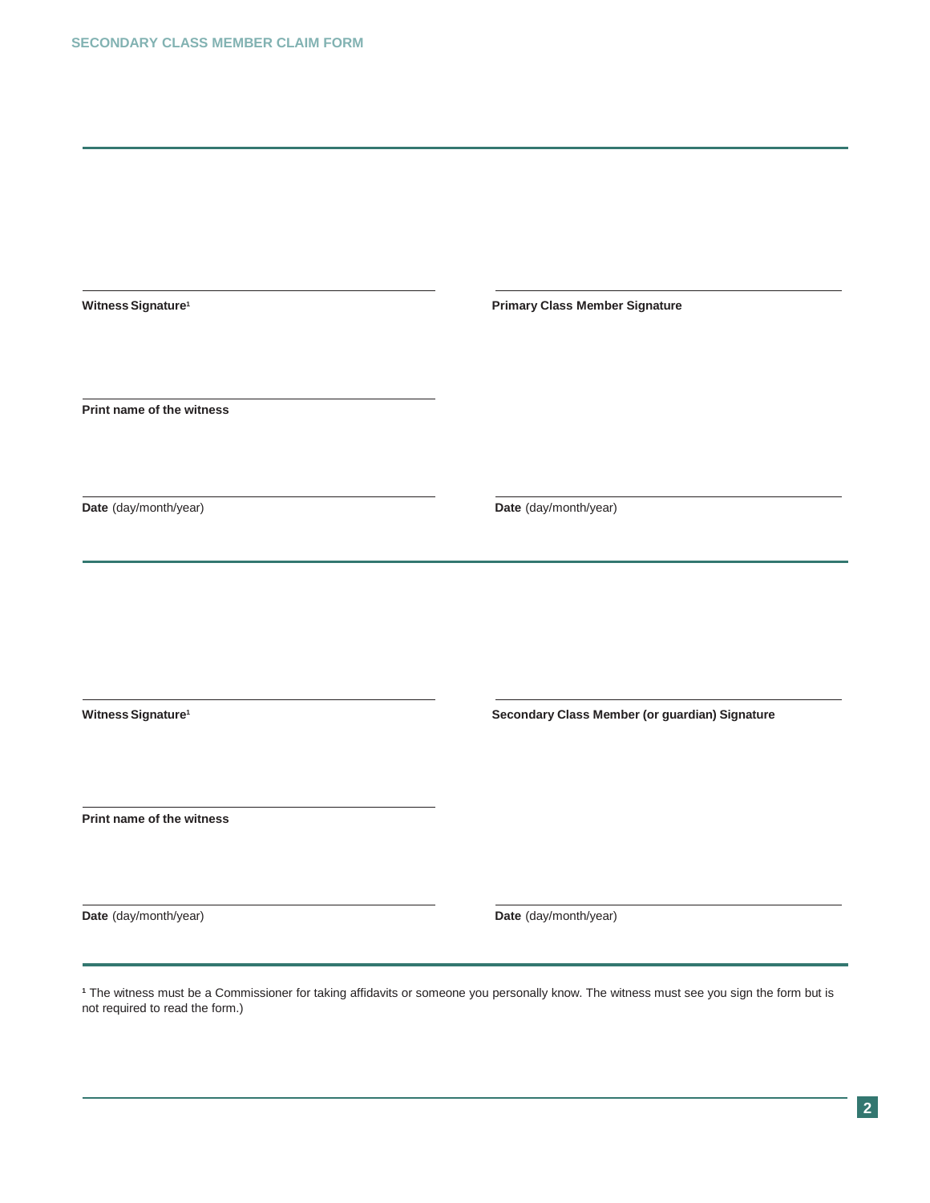Witness Signature[1]

Print name of the witness

Date (day/month/year)

Primary Class Member Signature

Date (day/month/year)

---

Witness Signature[1]

Print name of the witness

Date (day/month/year)

Secondary Class Member (or guardian) Signature

Date (day/month/year)

---

[1] The witness must be a Commissioner for taking affidavits or someone you personally know. The witness must see you sign the form but is not required to read the form.)